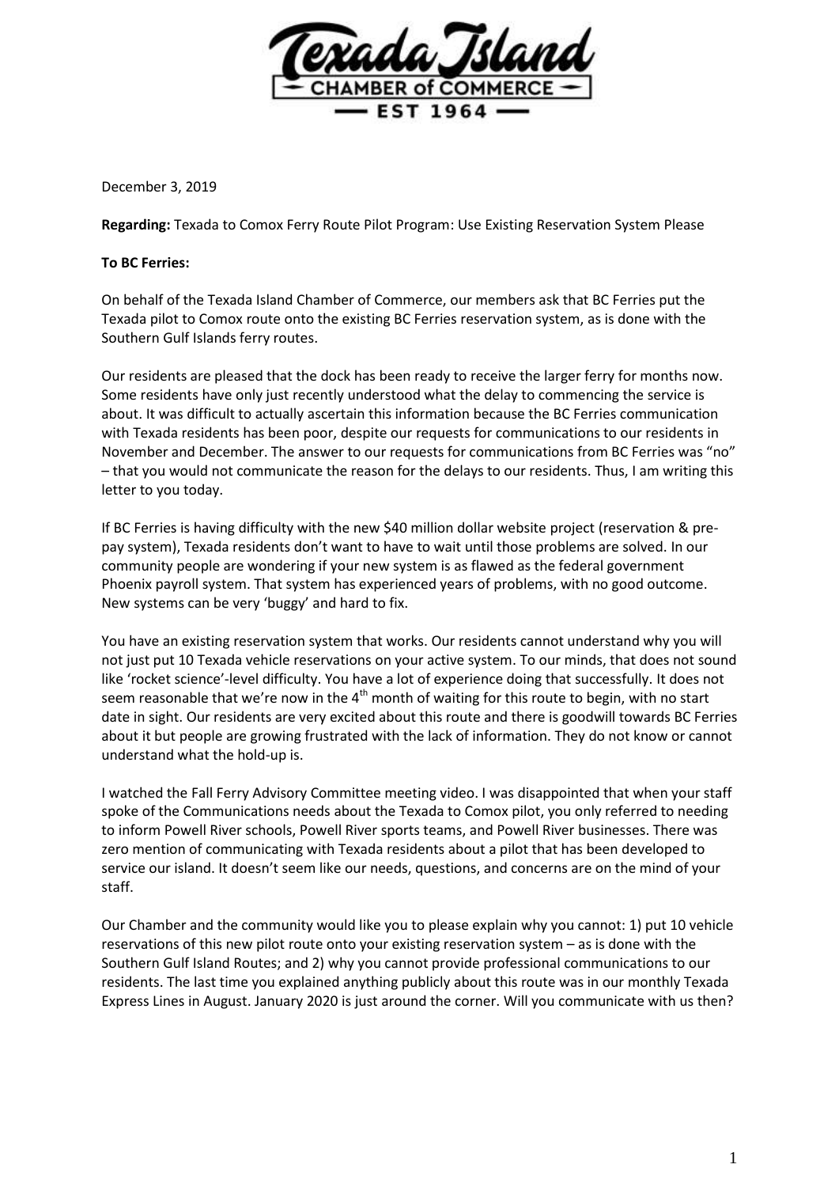Texada Island

CHAMBER of COMMERCE

EST 1964

December 3, 2019

**Regarding:** Texada to Comox Ferry Route Pilot Program: Use Existing Reservation System Please

**To BC Ferries:**

On behalf of the Texada Island Chamber of Commerce, our members ask that BC Ferries put the Texada pilot to Comox route onto the existing BC Ferries reservation system, as is done with the Southern Gulf Islands ferry routes.

Our residents are pleased that the dock has been ready to receive the larger ferry for months now. Some residents have only just recently understood what the delay to commencing the service is about. It was difficult to actually ascertain this information because the BC Ferries communication with Texada residents has been poor, despite our requests for communications to our residents in November and December. The answer to our requests for communications from BC Ferries was "no" – that you would not communicate the reason for the delays to our residents. Thus, I am writing this letter to you today.

If BC Ferries is having difficulty with the new $40 million dollar website project (reservation & pre-pay system), Texada residents don't want to have to wait until those problems are solved. In our community people are wondering if your new system is as flawed as the federal government Phoenix payroll system. That system has experienced years of problems, with no good outcome. New systems can be very 'buggy' and hard to fix.

You have an existing reservation system that works. Our residents cannot understand why you will not just put 10 Texada vehicle reservations on your active system. To our minds, that does not sound like 'rocket science'-level difficulty. You have a lot of experience doing that successfully. It does not seem reasonable that we're now in the 4th month of waiting for this route to begin, with no start date in sight. Our residents are very excited about this route and there is goodwill towards BC Ferries about it but people are growing frustrated with the lack of information. They do not know or cannot understand what the hold-up is.

I watched the Fall Ferry Advisory Committee meeting video. I was disappointed that when your staff spoke of the Communications needs about the Texada to Comox pilot, you only referred to needing to inform Powell River schools, Powell River sports teams, and Powell River businesses. There was zero mention of communicating with Texada residents about a pilot that has been developed to service our island. It doesn't seem like our needs, questions, and concerns are on the mind of your staff.

Our Chamber and the community would like you to please explain why you cannot: 1) put 10 vehicle reservations of this new pilot route onto your existing reservation system – as is done with the Southern Gulf Island Routes; and 2) why you cannot provide professional communications to our residents. The last time you explained anything publicly about this route was in our monthly Texada Express Lines in August. January 2020 is just around the corner. Will you communicate with us then?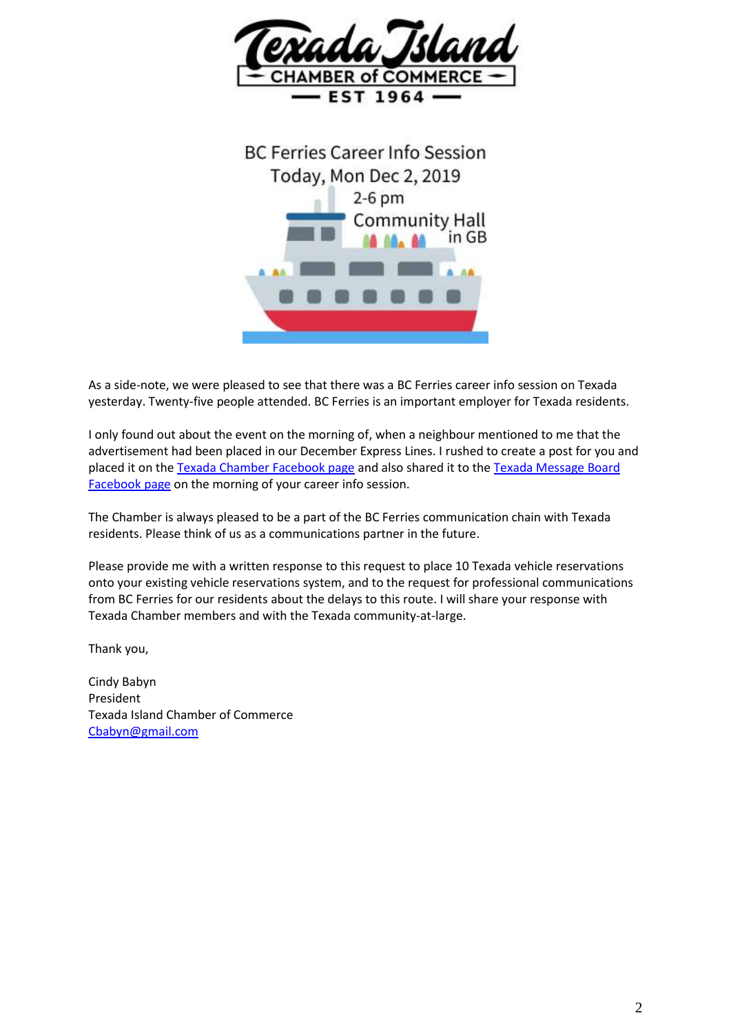Texada Island CHAMBER of COMMERCE EST 1964

BC Ferries Career Info Session
Today, Mon Dec 2, 2019
2-6 pm
Community Hall
in GB

As a side-note, we were pleased to see that there was a BC Ferries career info session on Texada yesterday. Twenty-five people attended. BC Ferries is an important employer for Texada residents.

I only found out about the event on the morning of, when a neighbour mentioned to me that the advertisement had been placed in our December Express Lines. I rushed to create a post for you and placed it on the Texada Chamber Facebook page and also shared it to the Texada Message Board Facebook page on the morning of your career info session.

The Chamber is always pleased to be a part of the BC Ferries communication chain with Texada residents. Please think of us as a communications partner in the future.

Please provide me with a written response to this request to place 10 Texada vehicle reservations onto your existing vehicle reservations system, and to the request for professional communications from BC Ferries for our residents about the delays to this route. I will share your response with Texada Chamber members and with the Texada community-at-large.

Thank you,

Cindy Babyn
President
Texada Island Chamber of Commerce
Cbabyn@gmail.com